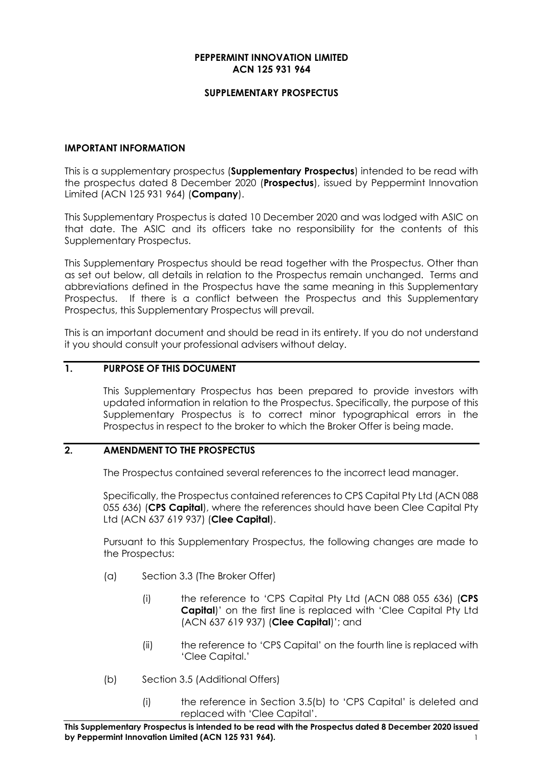**PEPPERMINT INNOVATION LIMITED**
**ACN 125 931 964**

**SUPPLEMENTARY PROSPECTUS**

## IMPORTANT INFORMATION

This is a supplementary prospectus (**Supplementary Prospectus**) intended to be read with the prospectus dated 8 December 2020 (**Prospectus**), issued by Peppermint Innovation Limited (ACN 125 931 964) (**Company**).

This Supplementary Prospectus is dated 10 December 2020 and was lodged with ASIC on that date. The ASIC and its officers take no responsibility for the contents of this Supplementary Prospectus.

This Supplementary Prospectus should be read together with the Prospectus. Other than as set out below, all details in relation to the Prospectus remain unchanged. Terms and abbreviations defined in the Prospectus have the same meaning in this Supplementary Prospectus. If there is a conflict between the Prospectus and this Supplementary Prospectus, this Supplementary Prospectus will prevail.

This is an important document and should be read in its entirety. If you do not understand it you should consult your professional advisers without delay.

## 1. PURPOSE OF THIS DOCUMENT

This Supplementary Prospectus has been prepared to provide investors with updated information in relation to the Prospectus. Specifically, the purpose of this Supplementary Prospectus is to correct minor typographical errors in the Prospectus in respect to the broker to which the Broker Offer is being made.

## 2. AMENDMENT TO THE PROSPECTUS

The Prospectus contained several references to the incorrect lead manager.

Specifically, the Prospectus contained references to CPS Capital Pty Ltd (ACN 088 055 636) (**CPS Capital**), where the references should have been Clee Capital Pty Ltd (ACN 637 619 937) (**Clee Capital**).

Pursuant to this Supplementary Prospectus, the following changes are made to the Prospectus:

(a) Section 3.3 (The Broker Offer)

(i) the reference to 'CPS Capital Pty Ltd (ACN 088 055 636) (**CPS Capital**)' on the first line is replaced with 'Clee Capital Pty Ltd (ACN 637 619 937) (**Clee Capital**)'; and

(ii) the reference to 'CPS Capital' on the fourth line is replaced with 'Clee Capital.'

(b) Section 3.5 (Additional Offers)

(i) the reference in Section 3.5(b) to 'CPS Capital' is deleted and replaced with 'Clee Capital'.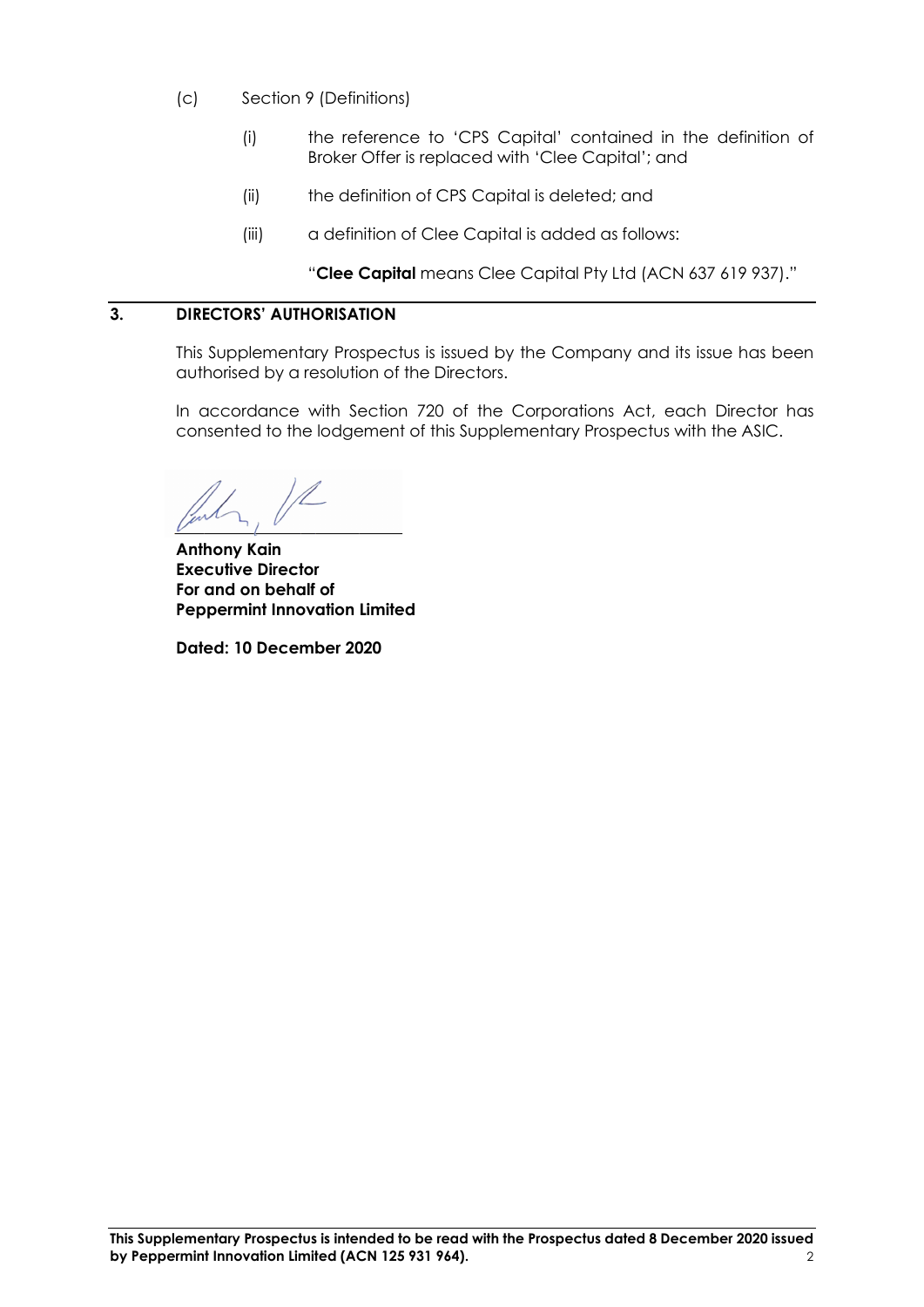(c) Section 9 (Definitions)

(i) the reference to 'CPS Capital' contained in the definition of Broker Offer is replaced with 'Clee Capital'; and

(ii) the definition of CPS Capital is deleted; and

(iii) a definition of Clee Capital is added as follows:

"**Clee Capital** means Clee Capital Pty Ltd (ACN 637 619 937)."

## 3. DIRECTORS' AUTHORISATION

This Supplementary Prospectus is issued by the Company and its issue has been authorised by a resolution of the Directors.

In accordance with Section 720 of the Corporations Act, each Director has consented to the lodgement of this Supplementary Prospectus with the ASIC.

**Anthony Kain**
**Executive Director**
**For and on behalf of**
**Peppermint Innovation Limited**

**Dated: 10 December 2020**

**This Supplementary Prospectus is intended to be read with the Prospectus dated 8 December 2020 issued by Peppermint Innovation Limited (ACN 125 931 964).**